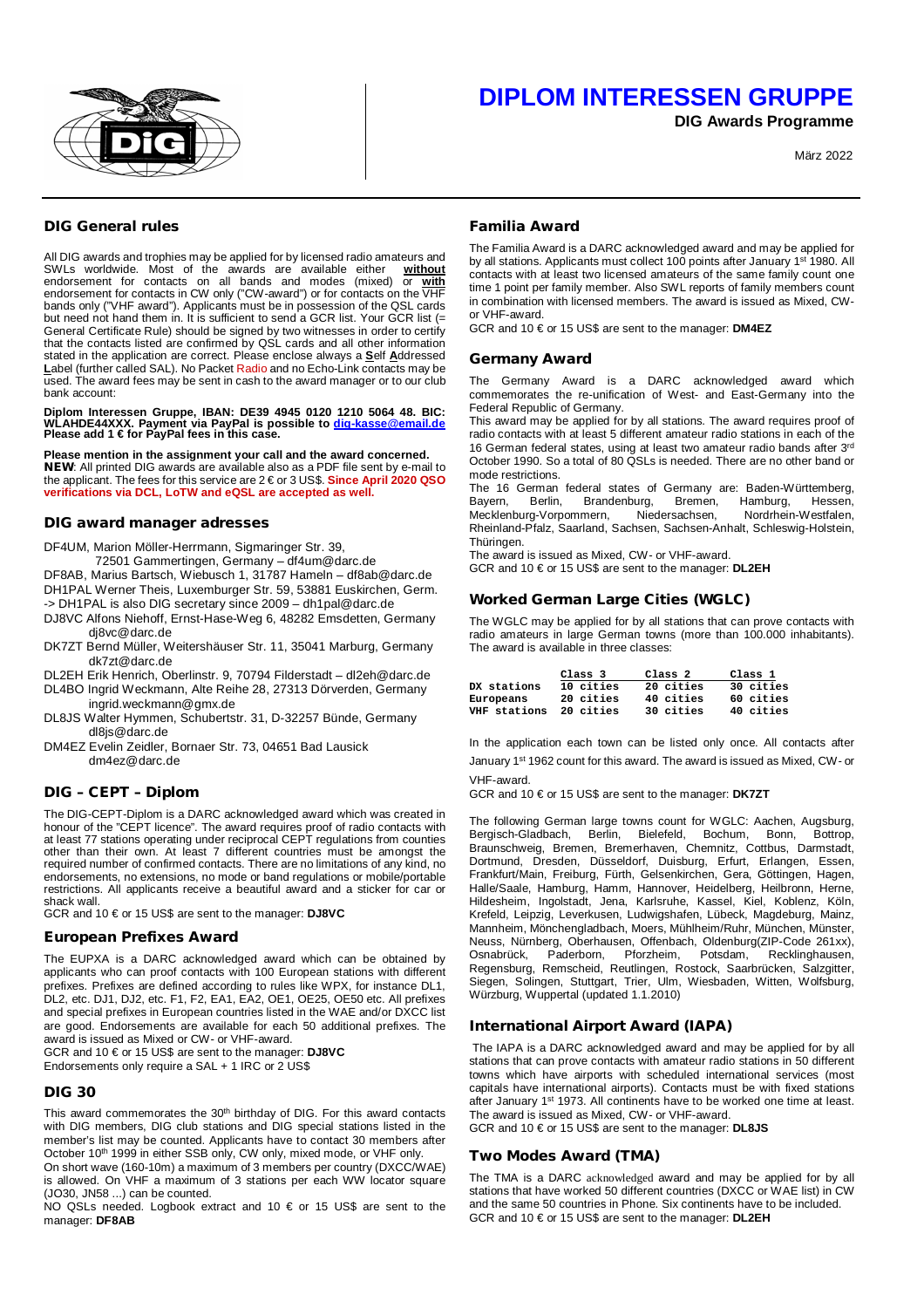# DIPLOM INTERESSEN GRUPPE

**DIG Awards Programme**

März 2022

## DIG General rules

All DIG awards and trophies may be applied for by licensed radio amateurs and SWLs worldwide. Most of the awards are available either **without** endorsement for contacts on all bands and modes (mixed) or **with** endorsement for contacts in CW only ("CW-award") or for contacts on the VHF bands only ("VHF award"). Applicants must be in possession of the QSL cards but need not hand them in. It is sufficient to send a GCR list. Your GCR list (= General Certificate Rule) should be signed by two witnesses in order to certify that the contacts listed are confirmed by QSL cards and all other information stated in the application are correct. Please enclose always a **S**elf **A**ddressed **L**abel (further called SAL). No Packet Radio and no Echo-Link contacts may be used. The award fees may be sent in cash to the award manager or to our club bank account:

**Diplom Interessen Gruppe, IBAN: DE39 4945 0120 1210 5064 48. BIC: WLAHDE44XXX. Payment via PayPal is possible to dig-kasse@email.de Please add 1 € for PayPal fees in this case.**

**Please mention in the assignment your call and the award concerned.**
**NEW**: All printed DIG awards are available also as a PDF file sent by e-mail to the applicant. The fees for this service are 2 € or 3 US$. **Since April 2020 QSO verifications via DCL, LoTW and eQSL are accepted as well.**

## DIG award manager adresses

DF4UM, Marion Möller-Herrmann, Sigmaringer Str. 39, 72501 Gammertingen, Germany – df4um@darc.de
DF8AB, Marius Bartsch, Wiebusch 1, 31787 Hameln – df8ab@darc.de
DH1PAL Werner Theis, Luxemburger Str. 59, 53881 Euskirchen, Germ. -> DH1PAL is also DIG secretary since 2009 – dh1pal@darc.de
DJ8VC Alfons Niehoff, Ernst-Hase-Weg 6, 48282 Emsdetten, Germany dj8vc@darc.de
DK7ZT Bernd Müller, Weitershäuser Str. 11, 35041 Marburg, Germany dk7zt@darc.de
DL2EH Erik Henrich, Oberlinstr. 9, 70794 Filderstadt – dl2eh@darc.de
DL4BO Ingrid Weckmann, Alte Reihe 28, 27313 Dörverden, Germany ingrid.weckmann@gmx.de
DL8JS Walter Hymmen, Schubertstr. 31, D-32257 Bünde, Germany dl8js@darc.de
DM4EZ Evelin Zeidler, Bornaer Str. 73, 04651 Bad Lausick dm4ez@darc.de

## DIG – CEPT – Diplom

The DIG-CEPT-Diplom is a DARC acknowledged award which was created in honour of the "CEPT licence". The award requires proof of radio contacts with at least 77 stations operating under reciprocal CEPT regulations from counties other than their own. At least 7 different countries must be amongst the required number of confirmed contacts. There are no limitations of any kind, no endorsements, no extensions, no mode or band regulations or mobile/portable restrictions. All applicants receive a beautiful award and a sticker for car or shack wall.
GCR and 10 € or 15 US$ are sent to the manager: **DJ8VC**

## European Prefixes Award

The EUPXA is a DARC acknowledged award which can be obtained by applicants who can proof contacts with 100 European stations with different prefixes. Prefixes are defined according to rules like WPX, for instance DL1, DL2, etc. DJ1, DJ2, etc. F1, F2, EA1, EA2, OE1, OE25, OE50 etc. All prefixes and special prefixes in European countries listed in the WAE and/or DXCC list are good. Endorsements are available for each 50 additional prefixes. The award is issued as Mixed or CW- or VHF-Award.
GCR and 10 € or 15 US$ are sent to the manager: **DJ8VC**
Endorsements only require a SAL + 1 IRC or 2 US$

## DIG 30

This award commemorates the 30th birthday of DIG. For this award contacts with DIG members, DIG club stations and DIG special stations listed in the member's list may be counted. Applicants have to contact 30 members after October 10th 1999 in either SSB only, CW only, mixed mode, or VHF only.
On short wave (160-10m) a maximum of 3 members per country (DXCC/WAE) is allowed. On VHF a maximum of 3 stations per each WW locator square (JO30, JN58 ...) can be counted.
NO QSLs needed. Logbook extract and 10 € or 15 US$ are sent to the manager: **DF8AB**

## Familia Award

The Familia Award is a DARC acknowledged award and may be applied for by all stations. Applicants must collect 100 points after January 1st 1980. All contacts with at least two licensed amateurs of the same family count one time 1 point per family member. Also SWL reports of family members count in combination with licensed members. The award is issued as Mixed, CW- or VHF-award.
GCR and 10 € or 15 US$ are sent to the manager: **DM4EZ**

## Germany Award

The Germany Award is a DARC acknowledged award which commemorates the re-unification of West- and East-Germany into the Federal Republic of Germany.
This award may be applied for by all stations. The award requires proof of radio contacts with at least 5 different amateur radio stations in each of the 16 German federal states, using at least two amateur radio bands after 3rd October 1990. So a total of 80 QSLs is needed. There are no other band or mode restrictions.
The 16 German federal states of Germany are: Baden-Württemberg, Bayern, Berlin, Brandenburg, Bremen, Hamburg, Hessen, Mecklenburg-Vorpommern, Niedersachsen, Nordrhein-Westfalen, Rheinland-Pfalz, Saarland, Sachsen, Sachsen-Anhalt, Schleswig-Holstein, Thüringen.
The award is issued as Mixed, CW- or VHF-award.
GCR and 10 € or 15 US$ are sent to the manager: **DL2EH**

## Worked German Large Cities (WGLC)

The WGLC may be applied for by all stations that can prove contacts with radio amateurs in large German towns (more than 100.000 inhabitants). The award is available in three classes:

| | Class 3 | Class 2 | Class 1 |
|---|---|---|---|
| DX stations | 10 cities | 20 cities | 30 cities |
| Europeans | 20 cities | 40 cities | 60 cities |
| VHF stations | 20 cities | 30 cities | 40 cities |

In the application each town can be listed only once. All contacts after January 1st 1962 count for this award. The award is issued as Mixed, CW- or VHF-award.
GCR and 10 € or 15 US$ are sent to the manager: **DK7ZT**

The following German large towns count for WGLC: Aachen, Augsburg, Bergisch-Gladbach, Berlin, Bielefeld, Bochum, Bonn, Bottrop, Braunschweig, Bremen, Bremerhaven, Chemnitz, Cottbus, Darmstadt, Dortmund, Dresden, Düsseldorf, Duisburg, Erfurt, Erlangen, Essen, Frankfurt/Main, Freiburg, Fürth, Gelsenkirchen, Gera, Göttingen, Hagen, Halle/Saale, Hamburg, Hamm, Hannover, Heidelberg, Heilbronn, Herne, Hildesheim, Ingolstadt, Jena, Karlsruhe, Kassel, Kiel, Koblenz, Köln, Krefeld, Leipzig, Leverkusen, Ludwigshafen, Lübeck, Magdeburg, Mainz, Mannheim, Mönchengladbach, Moers, Mühlheim/Ruhr, München, Münster, Neuss, Nürnberg, Oberhausen, Offenbach, Oldenburg(ZIP-Code 261xx), Osnabrück, Paderborn, Pforzheim, Potsdam, Recklinghausen, Regensburg, Remscheid, Reutlingen, Rostock, Saarbrücken, Salzgitter, Siegen, Solingen, Stuttgart, Trier, Ulm, Wiesbaden, Witten, Wolfsburg, Würzburg, Wuppertal (updated 1.1.2010)

## International Airport Award (IAPA)

The IAPA is a DARC acknowledged award and may be applied for by all stations that can prove contacts with amateur radio stations in 50 different towns which have airports with scheduled international services (most capitals have international airports). Contacts must be with fixed stations after January 1st 1973. All continents have to be worked one time at least. The award is issued as Mixed, CW- or VHF-award.
GCR and 10 € or 15 US$ are sent to the manager: **DL8JS**

## Two Modes Award (TMA)

The TMA is a DARC acknowledged award and may be applied for by all stations that have worked 50 different countries (DXCC or WAE list) in CW and the same 50 countries in Phone. Six continents have to be included.
GCR and 10 € or 15 US$ are sent to the manager: **DL2EH**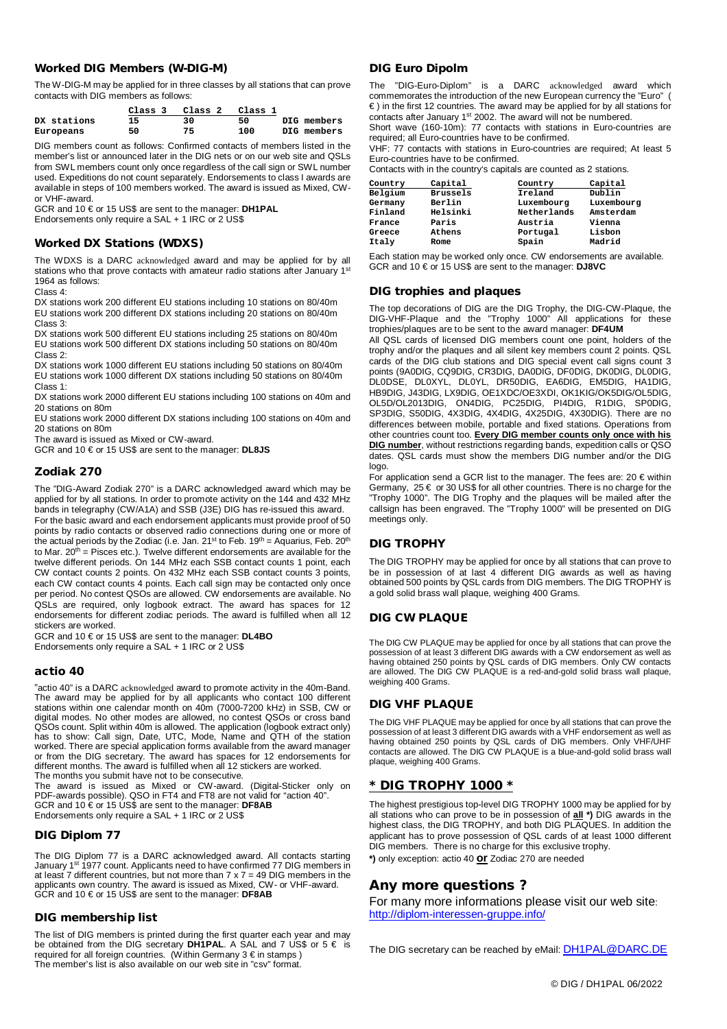## Worked DIG Members (W-DIG-M)

The W-DIG-M may be applied for in three classes by all stations that can prove contacts with DIG members as follows:

| | Class 3 | Class 2 | Class 1 | |
|---|---|---|---|---|
| DX stations | 15 | 30 | 50 | DIG members |
| Europeans | 50 | 75 | 100 | DIG members |

DIG members count as follows: Confirmed contacts of members listed in the member's list or announced later in the DIG nets or on our web site and QSLs from SWL members count only once regardless of the call sign or SWL number used. Expeditions do not count separately. Endorsements to class I awards are available in steps of 100 members worked. The award is issued as Mixed, CW- or VHF-award.

GCR and 10 € or 15 US$ are sent to the manager: **DH1PAL**
Endorsements only require a SAL + 1 IRC or 2 US$

## Worked DX Stations (WDXS)

The WDXS is a DARC acknowledged award and may be applied for by all stations who that prove contacts with amateur radio stations after January 1st 1964 as follows:

Class 4:
DX stations work 200 different EU stations including 10 stations on 80/40m
EU stations work 200 different DX stations including 20 stations on 80/40m
Class 3:
DX stations work 500 different EU stations including 25 stations on 80/40m
EU stations work 500 different DX stations including 50 stations on 80/40m
Class 2:
DX stations work 1000 different EU stations including 50 stations on 80/40m
EU stations work 1000 different DX stations including 50 stations on 80/40m
Class 1:
DX stations work 2000 different EU stations including 100 stations on 40m and 20 stations on 80m
EU stations work 2000 different DX stations including 100 stations on 40m and 20 stations on 80m
The award is issued as Mixed or CW-award.
GCR and 10 € or 15 US$ are sent to the manager: **DL8JS**

## Zodiak 270

The "DIG-Award Zodiak 270" is a DARC acknowledged award which may be applied for by all stations. In order to promote activity on the 144 and 432 MHz bands in telegraphy (CW/A1A) and SSB (J3E) DIG has re-issued this award.
For the basic award and each endorsement applicants must provide proof of 50 points by radio contacts or observed radio connections during one or more of the actual periods by the Zodiac (i.e. Jan. 21st to Feb. 19th = Aquarius, Feb. 20th to Mar. 20th = Pisces etc.). Twelve different endorsements are available for the twelve different periods. On 144 MHz each SSB contact counts 1 point, each CW contact counts 2 points. On 432 MHz each SSB contact counts 3 points, each CW contact counts 4 points. Each call sign may be contacted only once per period. No contest QSOs are allowed. CW endorsements are available. No QSLs are required, only logbook extract. The award has spaces for 12 endorsements for different zodiac periods. The award is fulfilled when all 12 stickers are worked.
GCR and 10 € or 15 US$ are sent to the manager: **DL4BO**
Endorsements only require a SAL + 1 IRC or 2 US$

## actio 40

"actio 40" is a DARC acknowledged award to promote activity in the 40m-Band. The award may be applied for by all applicants who contact 100 different stations within one calendar month on 40m (7000-7200 kHz) in SSB, CW or digital modes. No other modes are allowed, no contest QSOs or cross band QSOs count. Split within 40m is allowed. The application (logbook extract only) has to show: Call sign, Date, UTC, Mode, Name and QTH of the station worked. There are special application forms available from the award manager or from the DIG secretary. The award has spaces for 12 endorsements for different months. The award is fulfilled when all 12 stickers are worked.
The months you submit have not to be consecutive.
The award is issued as Mixed or CW-award. (Digital-Sticker only on PDF-awards possible). QSO in FT4 and FT8 are not valid for "action 40".
GCR and 10 € or 15 US$ are sent to the manager: **DF8AB**
Endorsements only require a SAL + 1 IRC or 2 US$

## DIG Diplom 77

The DIG Diplom 77 is a DARC acknowledged award. All contacts starting January 1st 1977 count. Applicants need to have confirmed 77 DIG members in at least 7 different countries, but not more than 7 x 7 = 49 DIG members in the applicants own country. The award is issued as Mixed, CW- or VHF-award.
GCR and 10 € or 15 US$ are sent to the manager: **DF8AB**

## DIG membership list

The list of DIG members is printed during the first quarter each year and may be obtained from the DIG secretary **DH1PAL**. A SAL and 7 US$ or 5 € is required for all foreign countries. (Within Germany 3 € in stamps )
The member's list is also available on our web site in "csv" format.

## DIG Euro Dipolm

The "DIG-Euro-Diplom" is a DARC acknowledged award which commemorates the introduction of the new European currency the "Euro" ( € ) in the first 12 countries. The award may be applied for by all stations for contacts after January 1st 2002. The award will not be numbered.
Short wave (160-10m): 77 contacts with stations in Euro-countries are required; all Euro-countries have to be confirmed.
VHF: 77 contacts with stations in Euro-countries are required; At least 5 Euro-countries have to be confirmed.
Contacts with in the country's capitals are counted as 2 stations.

| Country | Capital | Country | Capital |
|---|---|---|---|
| Belgium | Brussels | Ireland | Dublin |
| Germany | Berlin | Luxembourg | Luxembourg |
| Finland | Helsinki | Netherlands | Amsterdam |
| France | Paris | Austria | Vienna |
| Greece | Athens | Portugal | Lisbon |
| Italy | Rome | Spain | Madrid |

Each station may be worked only once. CW endorsements are available.
GCR and 10 € or 15 US$ are sent to the manager: **DJ8VC**

## DIG trophies and plaques

The top decorations of DIG are the DIG Trophy, the DIG-CW-Plaque, the DIG-VHF-Plaque and the "Trophy 1000" All applications for these trophies/plaques are to be sent to the award manager: **DF4UM**
All QSL cards of licensed DIG members count one point, holders of the trophy and/or the plaques and all silent key members count 2 points. QSL cards of the DIG club stations and DIG special event call signs count 3 points (9A0DIG, CQ9DIG, CR3DIG, DA0DIG, DF0DIG, DK0DIG, DL0DIG, DL0DSE, DL0XYL, DL0YL, DR50DIG, EA6DIG, EM5DIG, HA1DIG, HB9DIG, J43DIG, LX9DIG, OE1XDC/OE3XDI, OK1KIG/OK5DIG/OL5DIG, OL5D/OL2013DIG, ON4DIG, PC25DIG, PI4DIG, R1DIG, SP0DIG, SP3DIG, S50DIG, 4X3DIG, 4X4DIG, 4X25DIG, 4X30DIG). There are no differences between mobile, portable and fixed stations. Operations from other countries count too. **Every DIG member counts only once with his DIG number**, without restrictions regarding bands, expedition calls or QSO dates. QSL cards must show the members DIG number and/or the DIG logo.
For application send a GCR list to the manager. The fees are: 20 € within Germany, 25 € or 30 US$ for all other countries. There is no charge for the "Trophy 1000". The DIG Trophy and the plaques will be mailed after the callsign has been engraved. The "Trophy 1000" will be presented on DIG meetings only.

## DIG TROPHY

The DIG TROPHY may be applied for once by all stations that can prove to be in possession of at last 4 different DIG awards as well as having obtained 500 points by QSL cards from DIG members. The DIG TROPHY is a gold solid brass wall plaque, weighing 400 Grams.

## DIG CW PLAQUE

The DIG CW PLAQUE may be applied for once by all stations that can prove the possession of at least 3 different DIG awards with a CW endorsement as well as having obtained 250 points by QSL cards of DIG members. Only CW contacts are allowed. The DIG CW PLAQUE is a red-and-gold solid brass wall plaque, weighing 400 Grams.

## DIG VHF PLAQUE

The DIG VHF PLAQUE may be applied for once by all stations that can prove the possession of at least 3 different DIG awards with a VHF endorsement as well as having obtained 250 points by QSL cards of DIG members. Only VHF/UHF contacts are allowed. The DIG CW PLAQUE is a blue-and-gold solid brass wall plaque, weighing 400 Grams.

## * DIG TROPHY 1000 *

The highest prestigious top-level DIG TROPHY 1000 may be applied for by all stations who can prove to be in possession of **all \*)** DIG awards in the highest class, the DIG TROPHY, and both DIG PLAQUES. In addition the applicant has to prove possession of QSL cards of at least 1000 different DIG members. There is no charge for this exclusive trophy.

**\*)** only exception: actio 40 **or** Zodiac 270 are needed

## Any more questions ?

For many more informations please visit our web site: http://diplom-interessen-gruppe.info/

The DIG secretary can be reached by eMail: DH1PAL@DARC.DE

© DIG / DH1PAL 06/2022